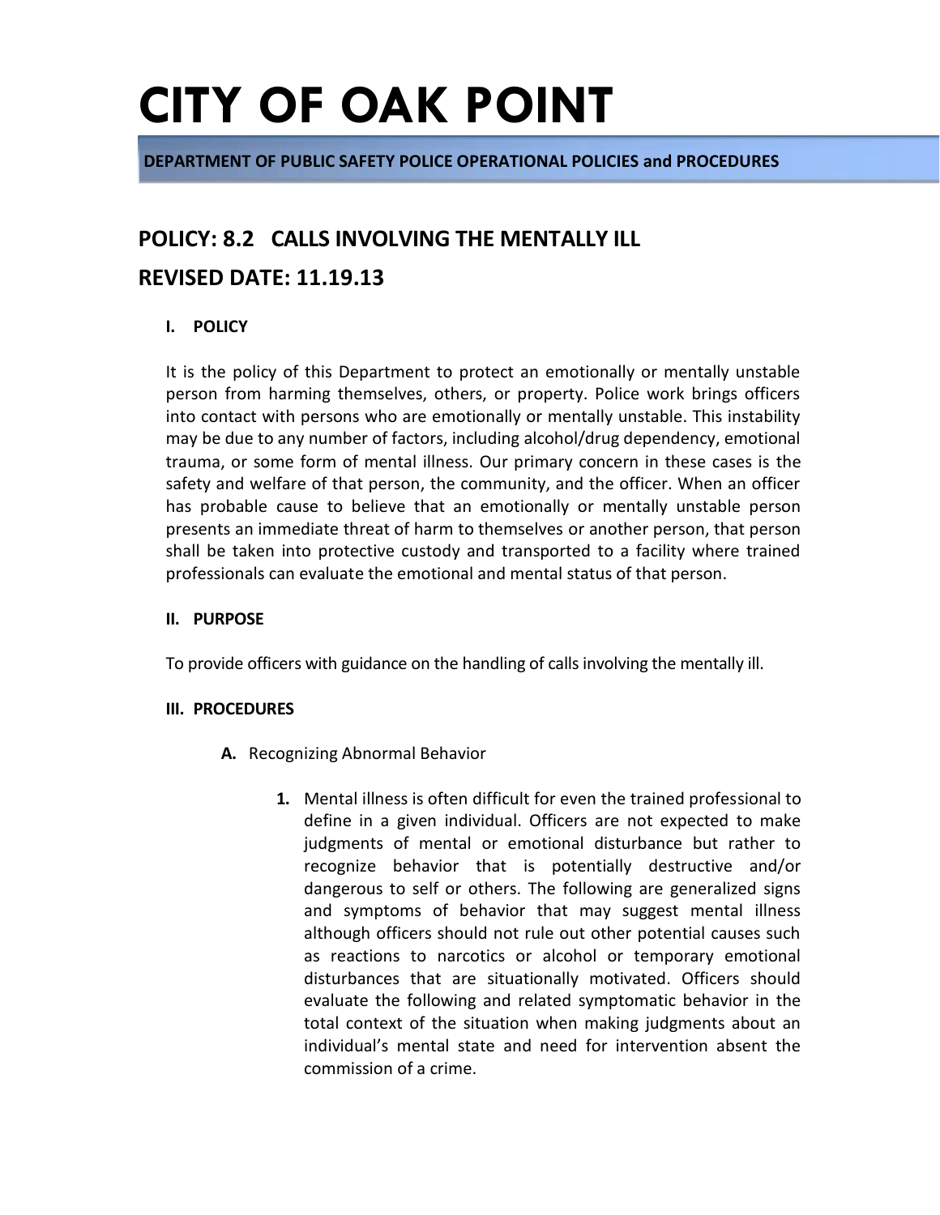# CITY OF OAK POINT

**DEPARTMENT OF PUBLIC SAFETY POLICE OPERATIONAL POLICIES and PROCEDURES**

## POLICY: 8.2 CALLS INVOLVING THE MENTALLY ILL

## REVISED DATE: 11.19.13

### I. POLICY

It is the policy of this Department to protect an emotionally or mentally unstable person from harming themselves, others, or property. Police work brings officers into contact with persons who are emotionally or mentally unstable. This instability may be due to any number of factors, including alcohol/drug dependency, emotional trauma, or some form of mental illness. Our primary concern in these cases is the safety and welfare of that person, the community, and the officer. When an officer has probable cause to believe that an emotionally or mentally unstable person presents an immediate threat of harm to themselves or another person, that person shall be taken into protective custody and transported to a facility where trained professionals can evaluate the emotional and mental status of that person.

### II. PURPOSE

To provide officers with guidance on the handling of calls involving the mentally ill.

### III. PROCEDURES

**A.** Recognizing Abnormal Behavior

1. Mental illness is often difficult for even the trained professional to define in a given individual. Officers are not expected to make judgments of mental or emotional disturbance but rather to recognize behavior that is potentially destructive and/or dangerous to self or others. The following are generalized signs and symptoms of behavior that may suggest mental illness although officers should not rule out other potential causes such as reactions to narcotics or alcohol or temporary emotional disturbances that are situationally motivated. Officers should evaluate the following and related symptomatic behavior in the total context of the situation when making judgments about an individual's mental state and need for intervention absent the commission of a crime.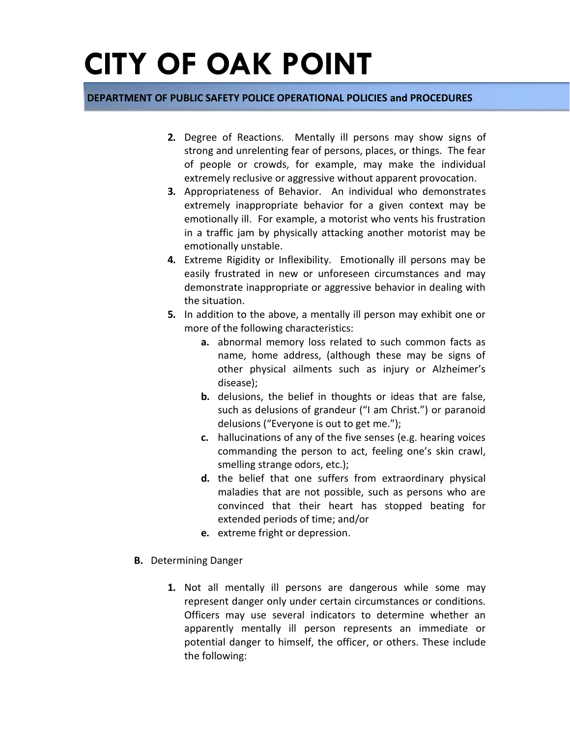2. Degree of Reactions. Mentally ill persons may show signs of strong and unrelenting fear of persons, places, or things. The fear of people or crowds, for example, may make the individual extremely reclusive or aggressive without apparent provocation.
3. Appropriateness of Behavior. An individual who demonstrates extremely inappropriate behavior for a given context may be emotionally ill. For example, a motorist who vents his frustration in a traffic jam by physically attacking another motorist may be emotionally unstable.
4. Extreme Rigidity or Inflexibility. Emotionally ill persons may be easily frustrated in new or unforeseen circumstances and may demonstrate inappropriate or aggressive behavior in dealing with the situation.
5. In addition to the above, a mentally ill person may exhibit one or more of the following characteristics:
   a. abnormal memory loss related to such common facts as name, home address, (although these may be signs of other physical ailments such as injury or Alzheimer's disease);
   b. delusions, the belief in thoughts or ideas that are false, such as delusions of grandeur ("I am Christ.") or paranoid delusions ("Everyone is out to get me.");
   c. hallucinations of any of the five senses (e.g. hearing voices commanding the person to act, feeling one's skin crawl, smelling strange odors, etc.);
   d. the belief that one suffers from extraordinary physical maladies that are not possible, such as persons who are convinced that their heart has stopped beating for extended periods of time; and/or
   e. extreme fright or depression.

**B.** Determining Danger

1. Not all mentally ill persons are dangerous while some may represent danger only under certain circumstances or conditions. Officers may use several indicators to determine whether an apparently mentally ill person represents an immediate or potential danger to himself, the officer, or others. These include the following: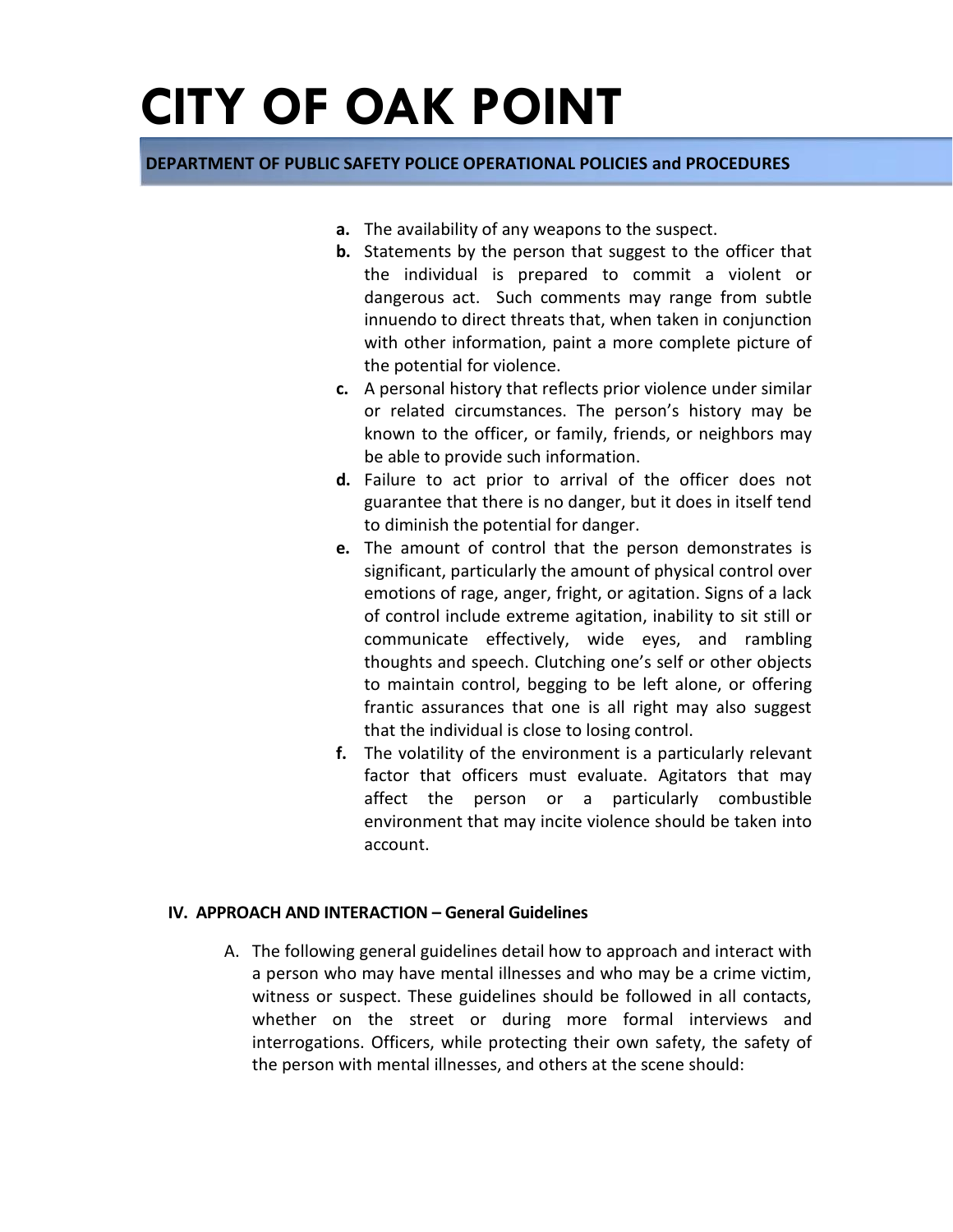a. The availability of any weapons to the suspect.

b. Statements by the person that suggest to the officer that the individual is prepared to commit a violent or dangerous act. Such comments may range from subtle innuendo to direct threats that, when taken in conjunction with other information, paint a more complete picture of the potential for violence.

c. A personal history that reflects prior violence under similar or related circumstances. The person's history may be known to the officer, or family, friends, or neighbors may be able to provide such information.

d. Failure to act prior to arrival of the officer does not guarantee that there is no danger, but it does in itself tend to diminish the potential for danger.

e. The amount of control that the person demonstrates is significant, particularly the amount of physical control over emotions of rage, anger, fright, or agitation. Signs of a lack of control include extreme agitation, inability to sit still or communicate effectively, wide eyes, and rambling thoughts and speech. Clutching one's self or other objects to maintain control, begging to be left alone, or offering frantic assurances that one is all right may also suggest that the individual is close to losing control.

f. The volatility of the environment is a particularly relevant factor that officers must evaluate. Agitators that may affect the person or a particularly combustible environment that may incite violence should be taken into account.

## IV. APPROACH AND INTERACTION – General Guidelines

A. The following general guidelines detail how to approach and interact with a person who may have mental illnesses and who may be a crime victim, witness or suspect. These guidelines should be followed in all contacts, whether on the street or during more formal interviews and interrogations. Officers, while protecting their own safety, the safety of the person with mental illnesses, and others at the scene should: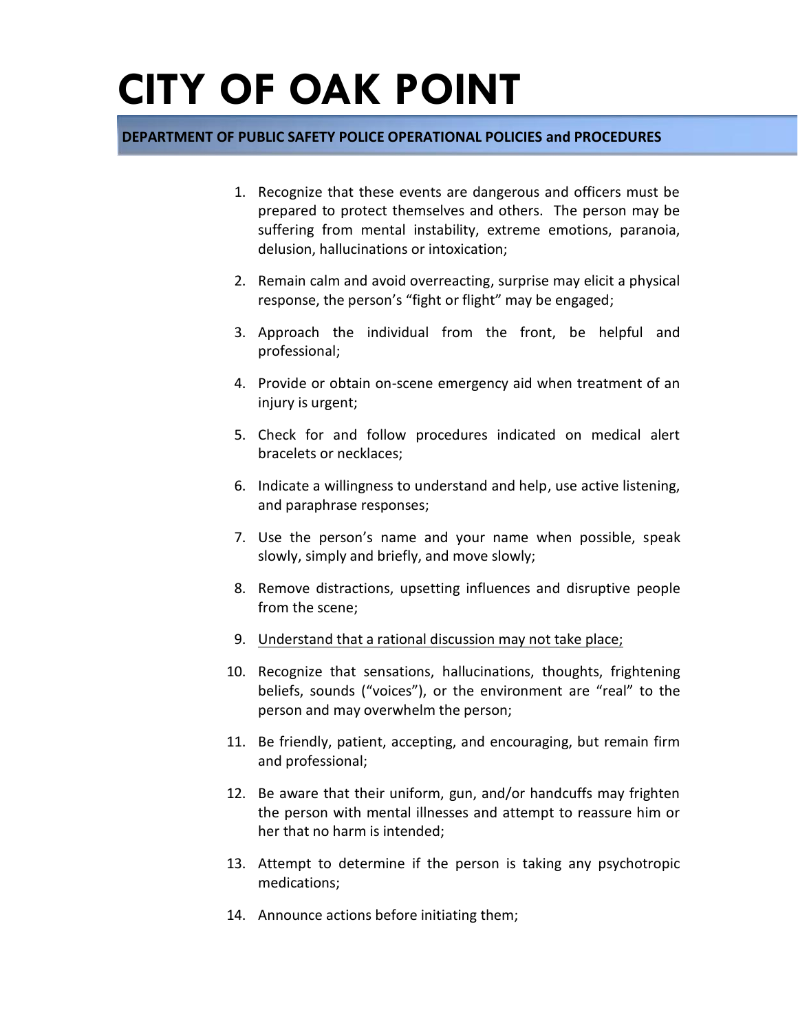1. Recognize that these events are dangerous and officers must be prepared to protect themselves and others. The person may be suffering from mental instability, extreme emotions, paranoia, delusion, hallucinations or intoxication;

2. Remain calm and avoid overreacting, surprise may elicit a physical response, the person's "fight or flight" may be engaged;

3. Approach the individual from the front, be helpful and professional;

4. Provide or obtain on-scene emergency aid when treatment of an injury is urgent;

5. Check for and follow procedures indicated on medical alert bracelets or necklaces;

6. Indicate a willingness to understand and help, use active listening, and paraphrase responses;

7. Use the person's name and your name when possible, speak slowly, simply and briefly, and move slowly;

8. Remove distractions, upsetting influences and disruptive people from the scene;

9. <u>Understand that a rational discussion may not take place;</u>

10. Recognize that sensations, hallucinations, thoughts, frightening beliefs, sounds ("voices"), or the environment are "real" to the person and may overwhelm the person;

11. Be friendly, patient, accepting, and encouraging, but remain firm and professional;

12. Be aware that their uniform, gun, and/or handcuffs may frighten the person with mental illnesses and attempt to reassure him or her that no harm is intended;

13. Attempt to determine if the person is taking any psychotropic medications;

14. Announce actions before initiating them;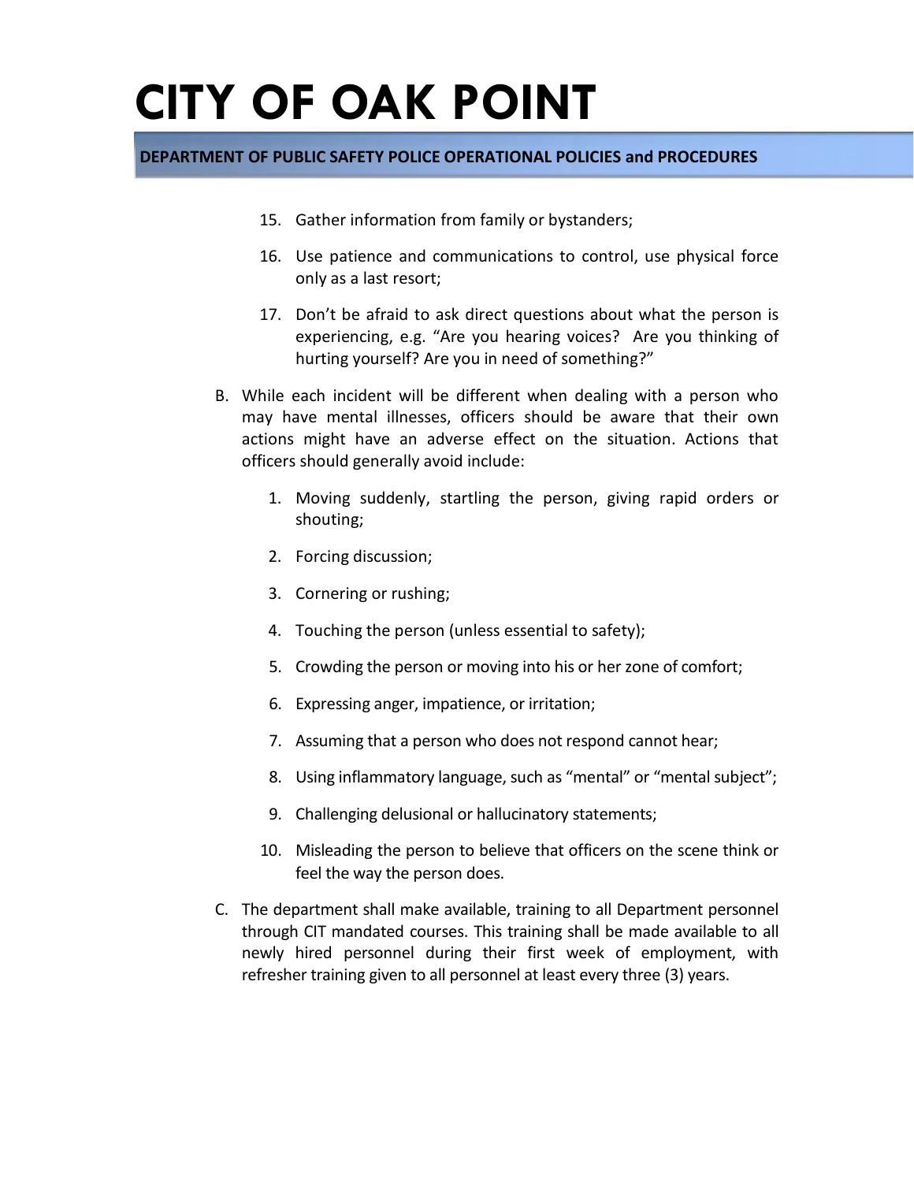15. Gather information from family or bystanders;

16. Use patience and communications to control, use physical force only as a last resort;

17. Don't be afraid to ask direct questions about what the person is experiencing, e.g. "Are you hearing voices? Are you thinking of hurting yourself? Are you in need of something?"

B. While each incident will be different when dealing with a person who may have mental illnesses, officers should be aware that their own actions might have an adverse effect on the situation. Actions that officers should generally avoid include:

   1. Moving suddenly, startling the person, giving rapid orders or shouting;

   2. Forcing discussion;

   3. Cornering or rushing;

   4. Touching the person (unless essential to safety);

   5. Crowding the person or moving into his or her zone of comfort;

   6. Expressing anger, impatience, or irritation;

   7. Assuming that a person who does not respond cannot hear;

   8. Using inflammatory language, such as "mental" or "mental subject";

   9. Challenging delusional or hallucinatory statements;

   10. Misleading the person to believe that officers on the scene think or feel the way the person does.

C. The department shall make available, training to all Department personnel through CIT mandated courses. This training shall be made available to all newly hired personnel during their first week of employment, with refresher training given to all personnel at least every three (3) years.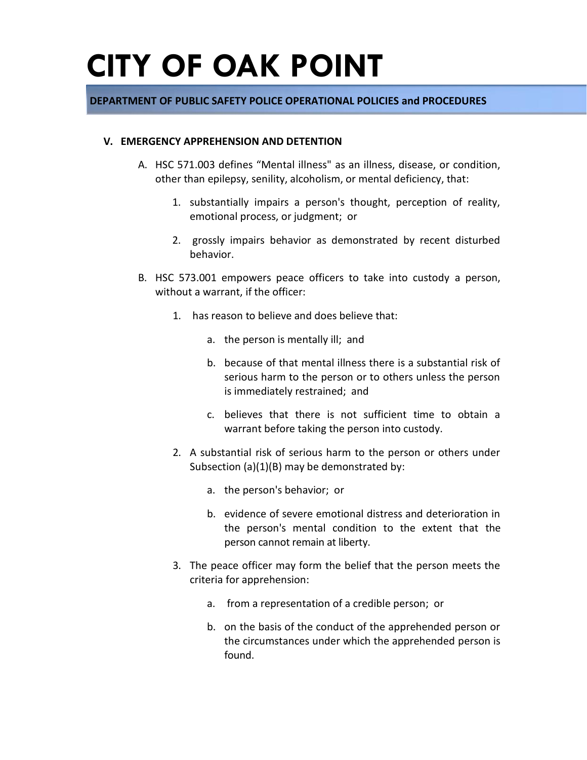# CITY OF OAK POINT

**DEPARTMENT OF PUBLIC SAFETY POLICE OPERATIONAL POLICIES and PROCEDURES**

## V. EMERGENCY APPREHENSION AND DETENTION

A. HSC 571.003 defines "Mental illness" as an illness, disease, or condition, other than epilepsy, senility, alcoholism, or mental deficiency, that:

   1. substantially impairs a person's thought, perception of reality, emotional process, or judgment; or

   2. grossly impairs behavior as demonstrated by recent disturbed behavior.

B. HSC 573.001 empowers peace officers to take into custody a person, without a warrant, if the officer:

   1. has reason to believe and does believe that:

      a. the person is mentally ill; and

      b. because of that mental illness there is a substantial risk of serious harm to the person or to others unless the person is immediately restrained; and

      c. believes that there is not sufficient time to obtain a warrant before taking the person into custody.

   2. A substantial risk of serious harm to the person or others under Subsection (a)(1)(B) may be demonstrated by:

      a. the person's behavior; or

      b. evidence of severe emotional distress and deterioration in the person's mental condition to the extent that the person cannot remain at liberty.

   3. The peace officer may form the belief that the person meets the criteria for apprehension:

      a. from a representation of a credible person; or

      b. on the basis of the conduct of the apprehended person or the circumstances under which the apprehended person is found.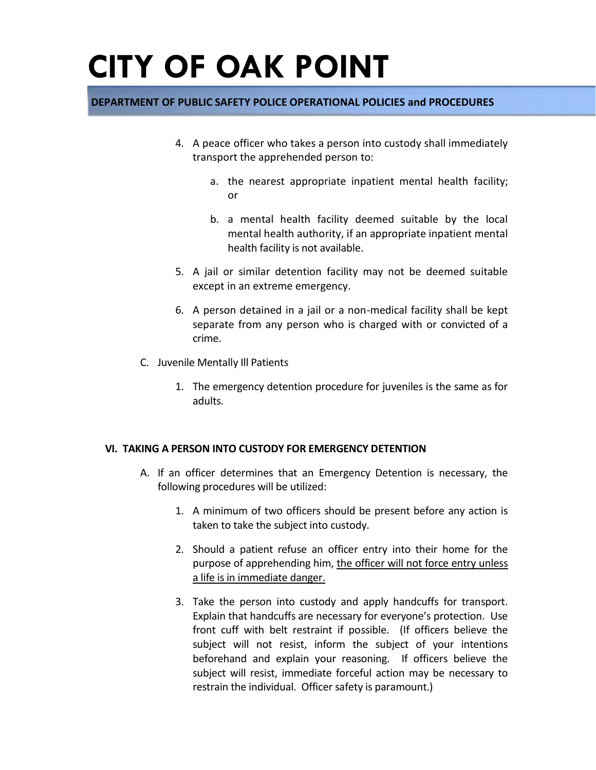4. A peace officer who takes a person into custody shall immediately transport the apprehended person to:

    a. the nearest appropriate inpatient mental health facility; or

    b. a mental health facility deemed suitable by the local mental health authority, if an appropriate inpatient mental health facility is not available.

5. A jail or similar detention facility may not be deemed suitable except in an extreme emergency.

6. A person detained in a jail or a non-medical facility shall be kept separate from any person who is charged with or convicted of a crime.

C. Juvenile Mentally Ill Patients

    1. The emergency detention procedure for juveniles is the same as for adults.

## VI. TAKING A PERSON INTO CUSTODY FOR EMERGENCY DETENTION

A. If an officer determines that an Emergency Detention is necessary, the following procedures will be utilized:

    1. A minimum of two officers should be present before any action is taken to take the subject into custody.

    2. Should a patient refuse an officer entry into their home for the purpose of apprehending him, <u>the officer will not force entry unless a life is in immediate danger.</u>

    3. Take the person into custody and apply handcuffs for transport. Explain that handcuffs are necessary for everyone's protection. Use front cuff with belt restraint if possible. (If officers believe the subject will not resist, inform the subject of your intentions beforehand and explain your reasoning. If officers believe the subject will resist, immediate forceful action may be necessary to restrain the individual. Officer safety is paramount.)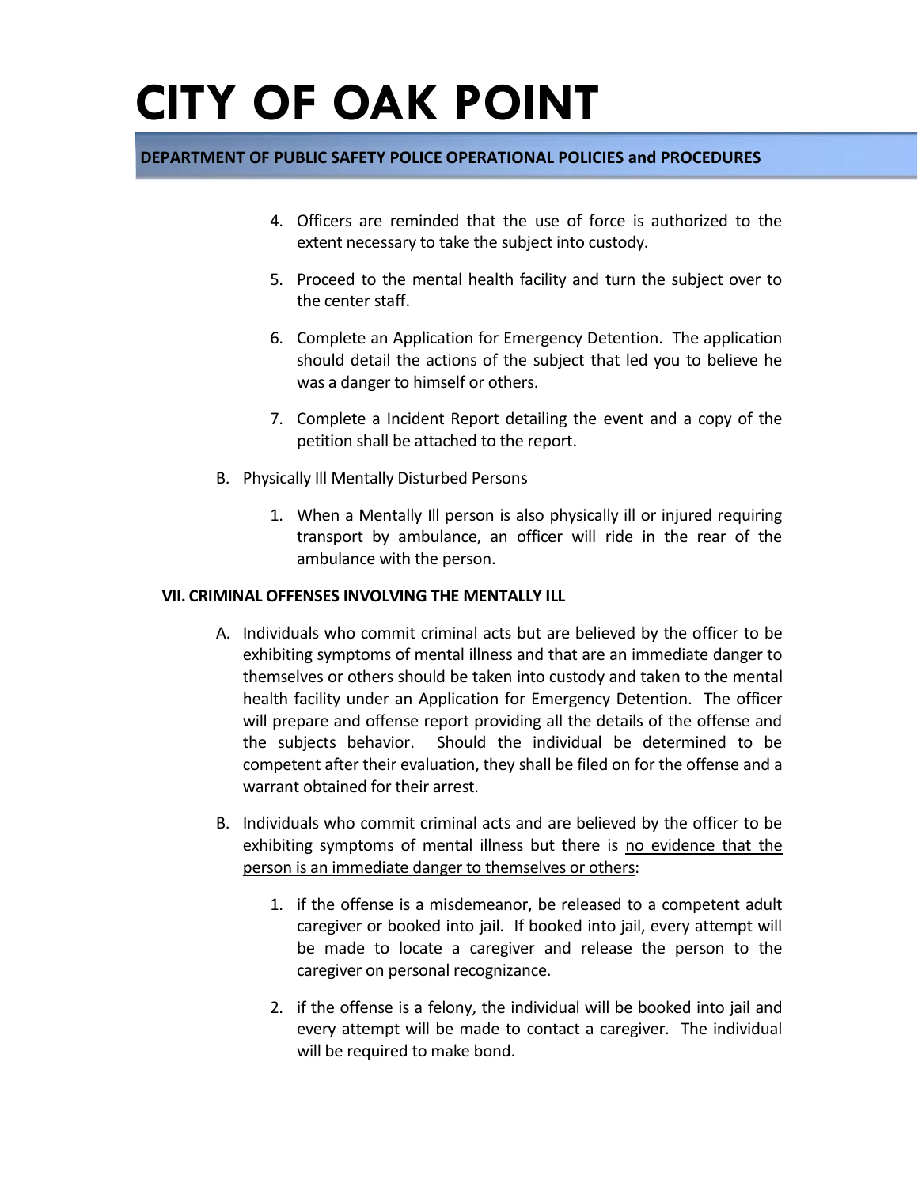4. Officers are reminded that the use of force is authorized to the extent necessary to take the subject into custody.

5. Proceed to the mental health facility and turn the subject over to the center staff.

6. Complete an Application for Emergency Detention. The application should detail the actions of the subject that led you to believe he was a danger to himself or others.

7. Complete a Incident Report detailing the event and a copy of the petition shall be attached to the report.

B. Physically Ill Mentally Disturbed Persons

1. When a Mentally Ill person is also physically ill or injured requiring transport by ambulance, an officer will ride in the rear of the ambulance with the person.

## VII. CRIMINAL OFFENSES INVOLVING THE MENTALLY ILL

A. Individuals who commit criminal acts but are believed by the officer to be exhibiting symptoms of mental illness and that are an immediate danger to themselves or others should be taken into custody and taken to the mental health facility under an Application for Emergency Detention. The officer will prepare and offense report providing all the details of the offense and the subjects behavior. Should the individual be determined to be competent after their evaluation, they shall be filed on for the offense and a warrant obtained for their arrest.

B. Individuals who commit criminal acts and are believed by the officer to be exhibiting symptoms of mental illness but there is <u>no evidence that the person is an immediate danger to themselves or others</u>:

1. if the offense is a misdemeanor, be released to a competent adult caregiver or booked into jail. If booked into jail, every attempt will be made to locate a caregiver and release the person to the caregiver on personal recognizance.

2. if the offense is a felony, the individual will be booked into jail and every attempt will be made to contact a caregiver. The individual will be required to make bond.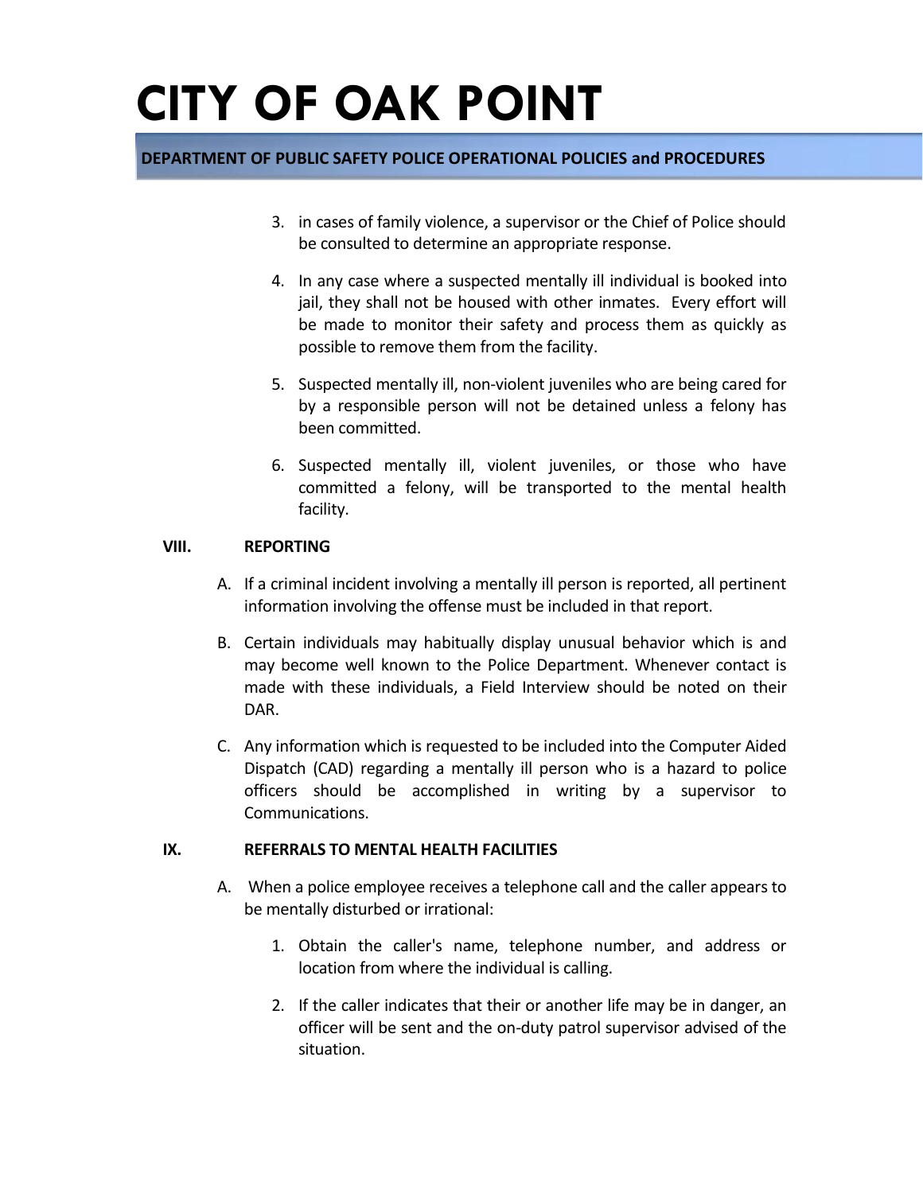3. in cases of family violence, a supervisor or the Chief of Police should be consulted to determine an appropriate response.

4. In any case where a suspected mentally ill individual is booked into jail, they shall not be housed with other inmates. Every effort will be made to monitor their safety and process them as quickly as possible to remove them from the facility.

5. Suspected mentally ill, non-violent juveniles who are being cared for by a responsible person will not be detained unless a felony has been committed.

6. Suspected mentally ill, violent juveniles, or those who have committed a felony, will be transported to the mental health facility.

## VIII. REPORTING

A. If a criminal incident involving a mentally ill person is reported, all pertinent information involving the offense must be included in that report.

B. Certain individuals may habitually display unusual behavior which is and may become well known to the Police Department. Whenever contact is made with these individuals, a Field Interview should be noted on their DAR.

C. Any information which is requested to be included into the Computer Aided Dispatch (CAD) regarding a mentally ill person who is a hazard to police officers should be accomplished in writing by a supervisor to Communications.

## IX. REFERRALS TO MENTAL HEALTH FACILITIES

A. When a police employee receives a telephone call and the caller appears to be mentally disturbed or irrational:

1. Obtain the caller's name, telephone number, and address or location from where the individual is calling.

2. If the caller indicates that their or another life may be in danger, an officer will be sent and the on-duty patrol supervisor advised of the situation.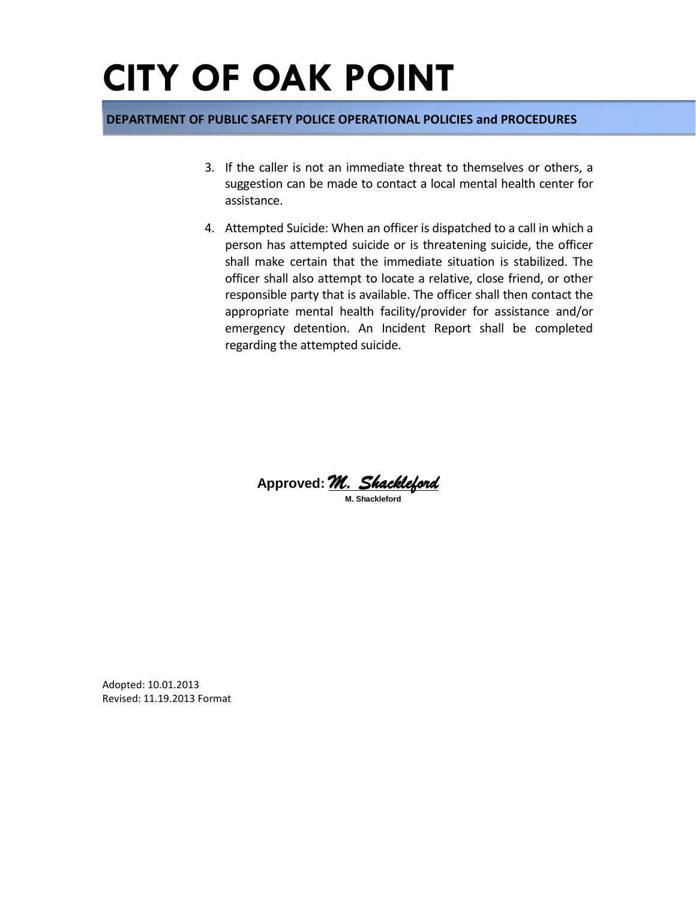3. If the caller is not an immediate threat to themselves or others, a suggestion can be made to contact a local mental health center for assistance.

4. Attempted Suicide: When an officer is dispatched to a call in which a person has attempted suicide or is threatening suicide, the officer shall make certain that the immediate situation is stabilized. The officer shall also attempt to locate a relative, close friend, or other responsible party that is available. The officer shall then contact the appropriate mental health facility/provider for assistance and/or emergency detention. An Incident Report shall be completed regarding the attempted suicide.

**Approved:** *M. Shackleford*
**M. Shackleford**

Adopted: 10.01.2013
Revised: 11.19.2013 Format